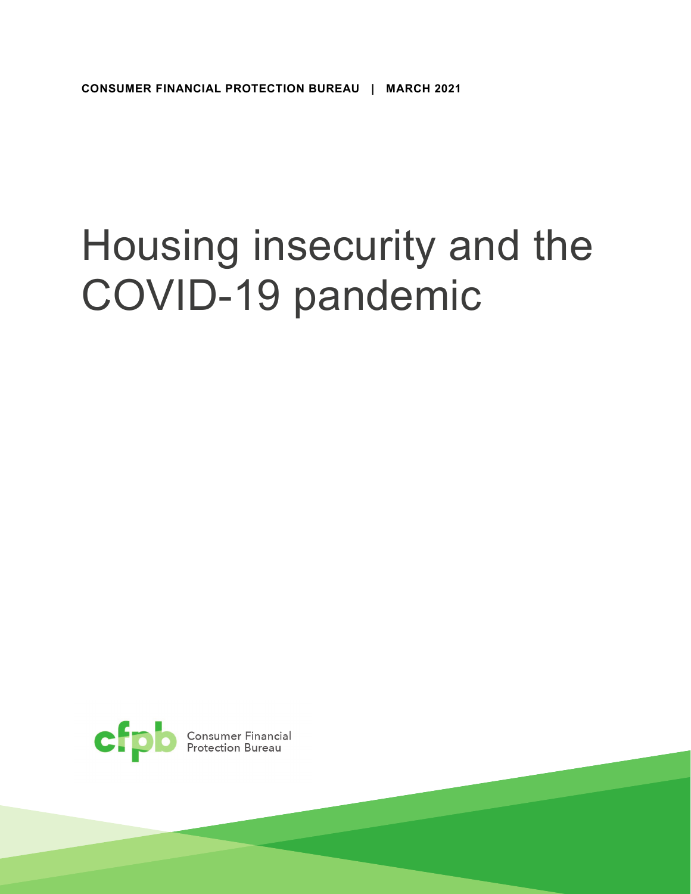CONSUMER FINANCIAL PROTECTION BUREAU | MARCH 2021

# Housing insecurity and the COVID-19 pandemic

Consumer Financial Protection Bureau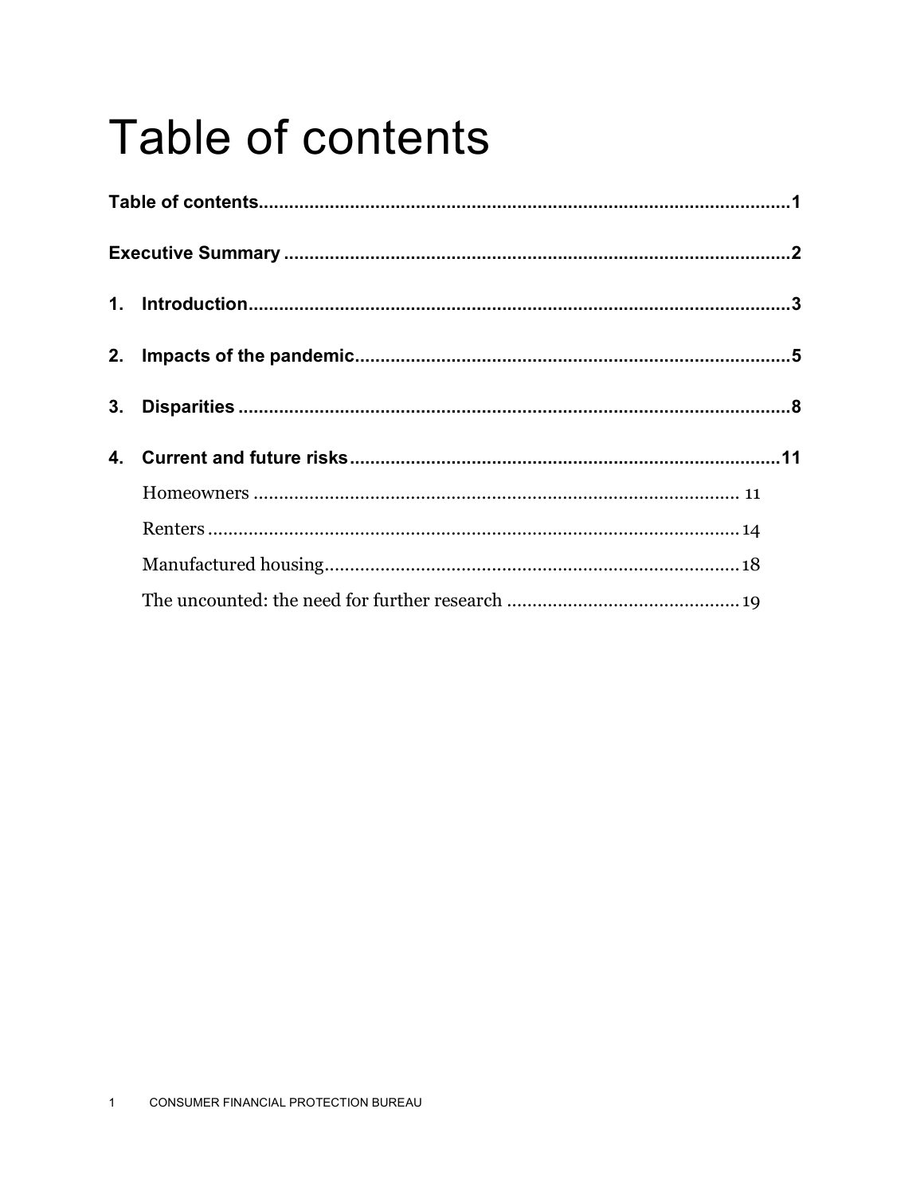# Table of contents

Table of contents.......................................................................................................1

Executive Summary ...................................................................................................2

1. Introduction..........................................................................................................3

2. Impacts of the pandemic.....................................................................................5

3. Disparities ............................................................................................................8

4. Current and future risks....................................................................................11

   Homeowners ............................................................................................... 11

   Renters ........................................................................................................ 14

   Manufactured housing................................................................................. 18

   The uncounted: the need for further research ............................................. 19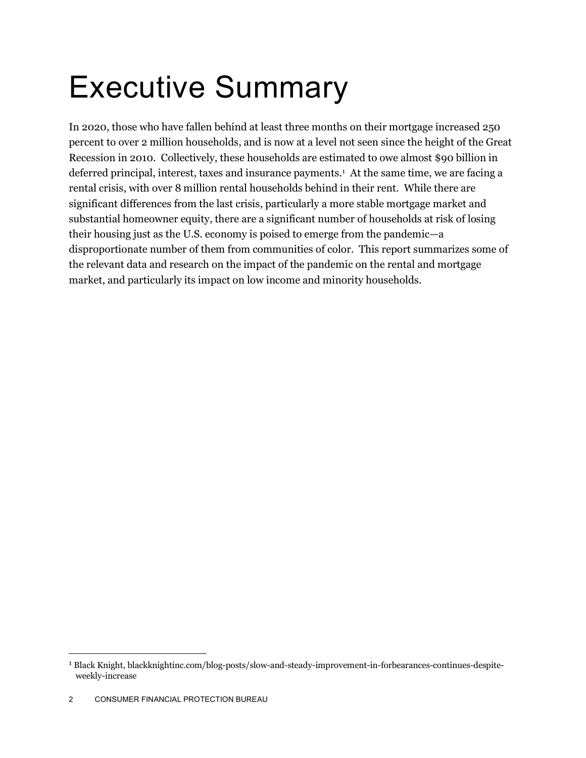# Executive Summary

In 2020, those who have fallen behind at least three months on their mortgage increased 250 percent to over 2 million households, and is now at a level not seen since the height of the Great Recession in 2010. Collectively, these households are estimated to owe almost $90 billion in deferred principal, interest, taxes and insurance payments.[1] At the same time, we are facing a rental crisis, with over 8 million rental households behind in their rent. While there are significant differences from the last crisis, particularly a more stable mortgage market and substantial homeowner equity, there are a significant number of households at risk of losing their housing just as the U.S. economy is poised to emerge from the pandemic—a disproportionate number of them from communities of color. This report summarizes some of the relevant data and research on the impact of the pandemic on the rental and mortgage market, and particularly its impact on low income and minority households.

---

[1] Black Knight, blackknightinc.com/blog-posts/slow-and-steady-improvement-in-forbearances-continues-despite-weekly-increase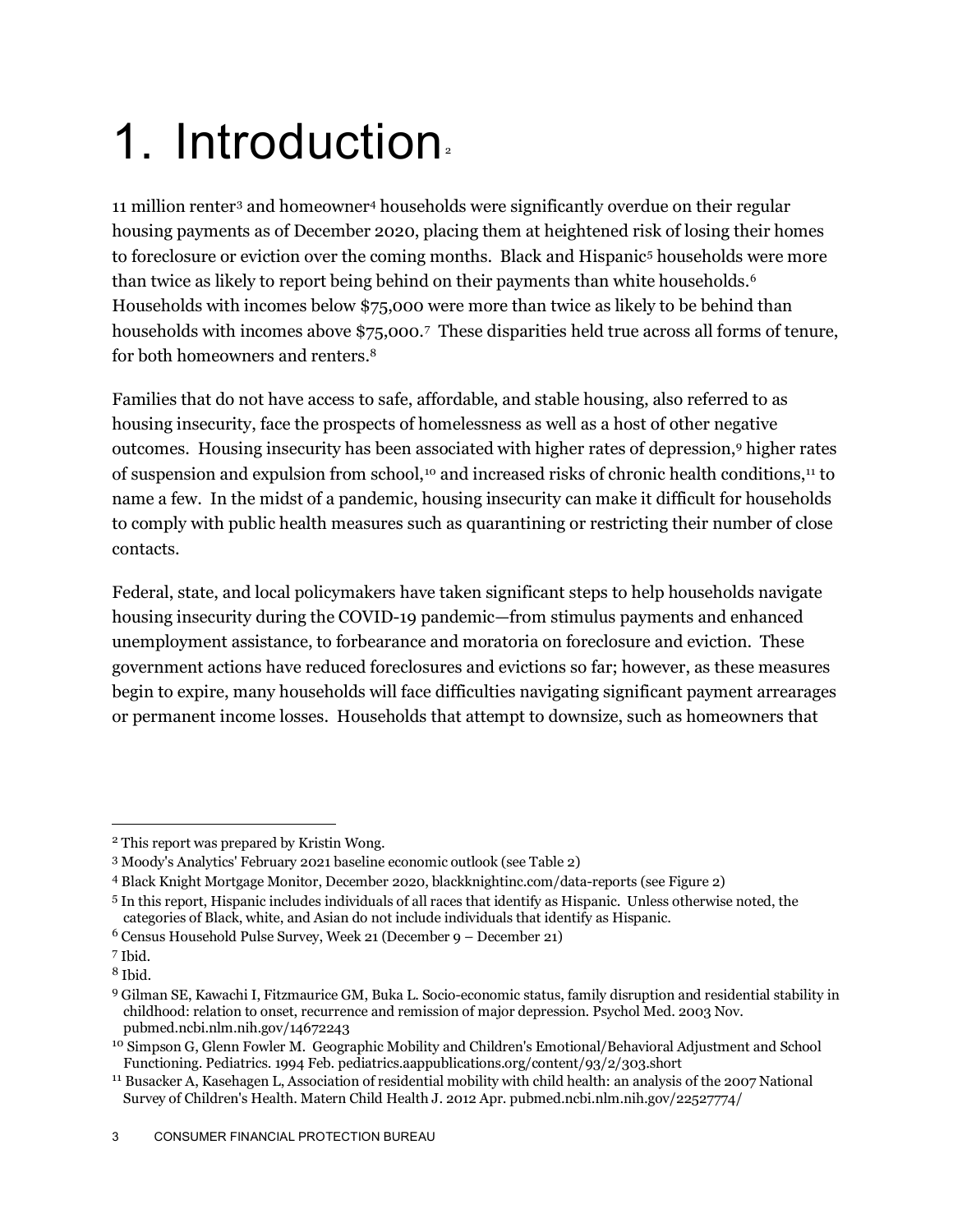# 1. Introduction[2]

11 million renter[3] and homeowner[4] households were significantly overdue on their regular housing payments as of December 2020, placing them at heightened risk of losing their homes to foreclosure or eviction over the coming months. Black and Hispanic[5] households were more than twice as likely to report being behind on their payments than white households.[6] Households with incomes below $75,000 were more than twice as likely to be behind than households with incomes above $75,000.[7] These disparities held true across all forms of tenure, for both homeowners and renters.[8]

Families that do not have access to safe, affordable, and stable housing, also referred to as housing insecurity, face the prospects of homelessness as well as a host of other negative outcomes. Housing insecurity has been associated with higher rates of depression,[9] higher rates of suspension and expulsion from school,[10] and increased risks of chronic health conditions,[11] to name a few. In the midst of a pandemic, housing insecurity can make it difficult for households to comply with public health measures such as quarantining or restricting their number of close contacts.

Federal, state, and local policymakers have taken significant steps to help households navigate housing insecurity during the COVID-19 pandemic—from stimulus payments and enhanced unemployment assistance, to forbearance and moratoria on foreclosure and eviction. These government actions have reduced foreclosures and evictions so far; however, as these measures begin to expire, many households will face difficulties navigating significant payment arrearages or permanent income losses. Households that attempt to downsize, such as homeowners that

---

[2] This report was prepared by Kristin Wong.

[3] Moody's Analytics' February 2021 baseline economic outlook (see Table 2)

[4] Black Knight Mortgage Monitor, December 2020, blackknightinc.com/data-reports (see Figure 2)

[5] In this report, Hispanic includes individuals of all races that identify as Hispanic. Unless otherwise noted, the categories of Black, white, and Asian do not include individuals that identify as Hispanic.

[6] Census Household Pulse Survey, Week 21 (December 9 – December 21)

[7] Ibid.

[8] Ibid.

[9] Gilman SE, Kawachi I, Fitzmaurice GM, Buka L. Socio-economic status, family disruption and residential stability in childhood: relation to onset, recurrence and remission of major depression. Psychol Med. 2003 Nov. pubmed.ncbi.nlm.nih.gov/14672243

[10] Simpson G, Glenn Fowler M. Geographic Mobility and Children's Emotional/Behavioral Adjustment and School Functioning. Pediatrics. 1994 Feb. pediatrics.aappublications.org/content/93/2/303.short

[11] Busacker A, Kasehagen L, Association of residential mobility with child health: an analysis of the 2007 National Survey of Children's Health. Matern Child Health J. 2012 Apr. pubmed.ncbi.nlm.nih.gov/22527774/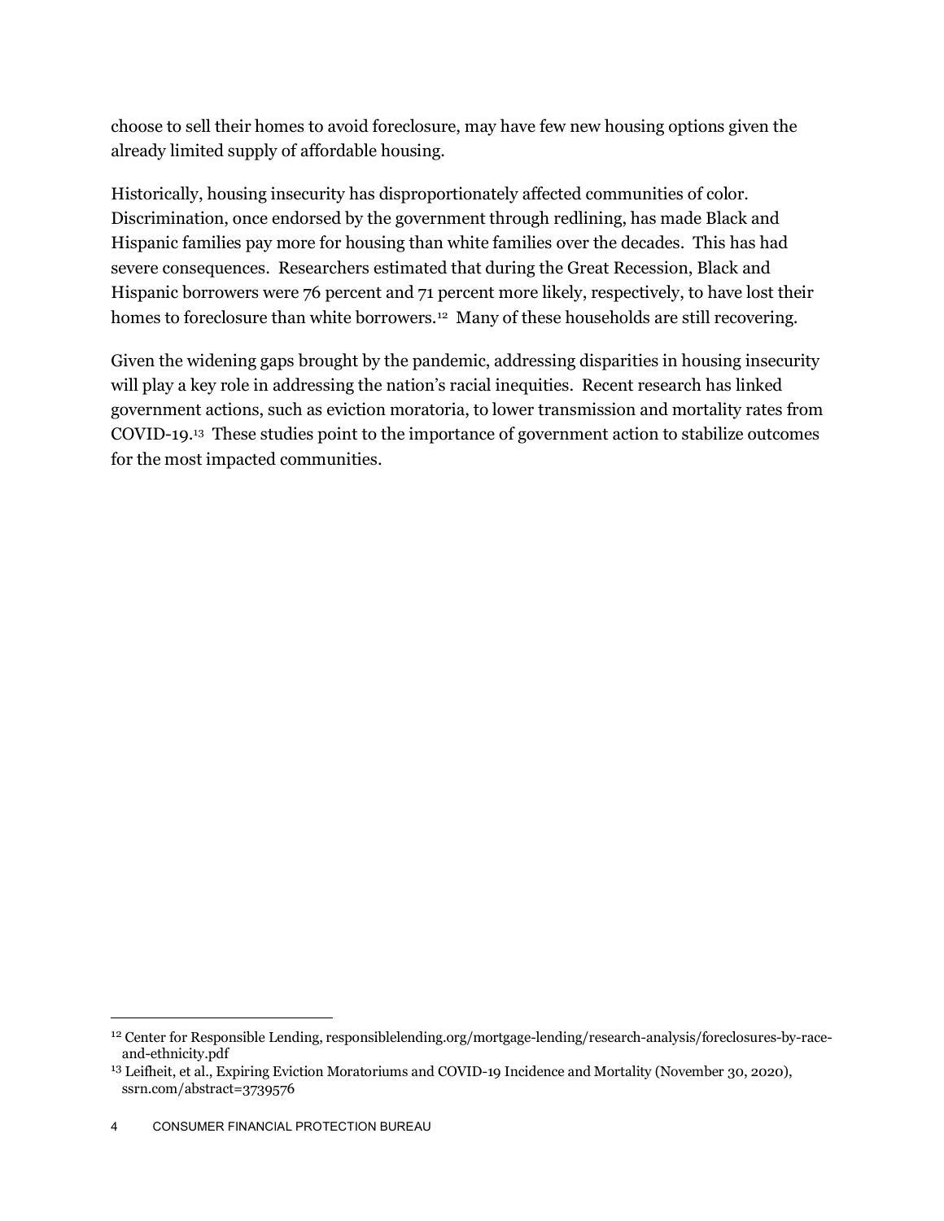choose to sell their homes to avoid foreclosure, may have few new housing options given the already limited supply of affordable housing.

Historically, housing insecurity has disproportionately affected communities of color. Discrimination, once endorsed by the government through redlining, has made Black and Hispanic families pay more for housing than white families over the decades. This has had severe consequences. Researchers estimated that during the Great Recession, Black and Hispanic borrowers were 76 percent and 71 percent more likely, respectively, to have lost their homes to foreclosure than white borrowers.[12] Many of these households are still recovering.

Given the widening gaps brought by the pandemic, addressing disparities in housing insecurity will play a key role in addressing the nation's racial inequities. Recent research has linked government actions, such as eviction moratoria, to lower transmission and mortality rates from COVID-19.[13] These studies point to the importance of government action to stabilize outcomes for the most impacted communities.

---

[12] Center for Responsible Lending, responsiblelending.org/mortgage-lending/research-analysis/foreclosures-by-race-and-ethnicity.pdf

[13] Leifheit, et al., Expiring Eviction Moratoriums and COVID-19 Incidence and Mortality (November 30, 2020), ssrn.com/abstract=3739576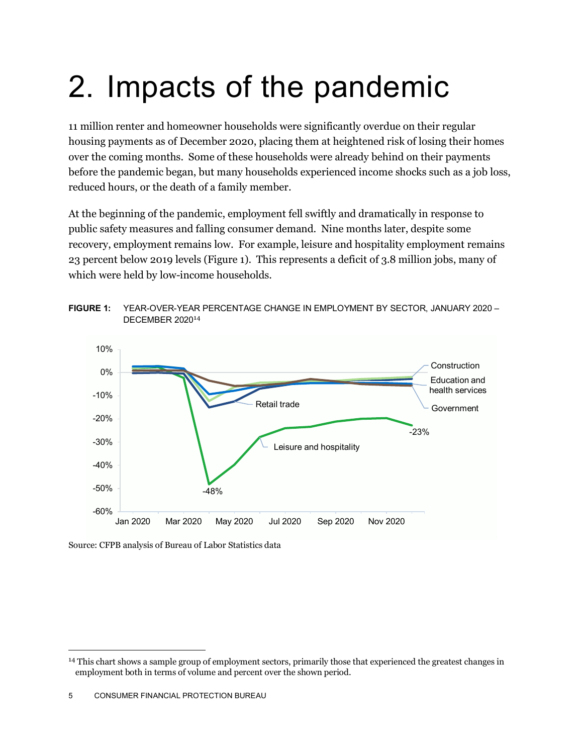# 2. Impacts of the pandemic

11 million renter and homeowner households were significantly overdue on their regular housing payments as of December 2020, placing them at heightened risk of losing their homes over the coming months. Some of these households were already behind on their payments before the pandemic began, but many households experienced income shocks such as a job loss, reduced hours, or the death of a family member.

At the beginning of the pandemic, employment fell swiftly and dramatically in response to public safety measures and falling consumer demand. Nine months later, despite some recovery, employment remains low. For example, leisure and hospitality employment remains 23 percent below 2019 levels (Figure 1). This represents a deficit of 3.8 million jobs, many of which were held by low-income households.

**FIGURE 1:** YEAR-OVER-YEAR PERCENTAGE CHANGE IN EMPLOYMENT BY SECTOR, JANUARY 2020 – DECEMBER 2020[14]

Source: CFPB analysis of Bureau of Labor Statistics data

[14] This chart shows a sample group of employment sectors, primarily those that experienced the greatest changes in employment both in terms of volume and percent over the shown period.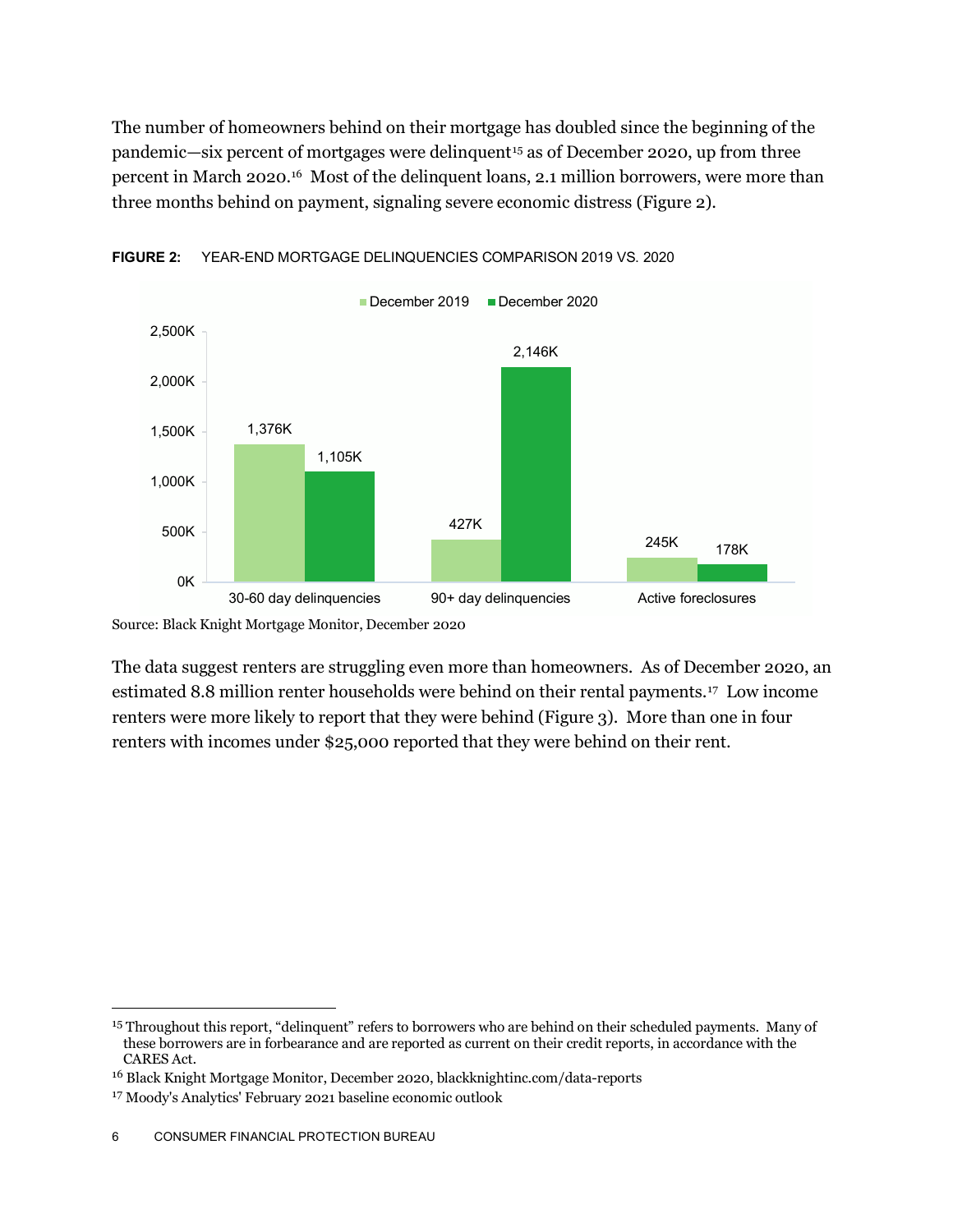The number of homeowners behind on their mortgage has doubled since the beginning of the pandemic—six percent of mortgages were delinquent[15] as of December 2020, up from three percent in March 2020.[16] Most of the delinquent loans, 2.1 million borrowers, were more than three months behind on payment, signaling severe economic distress (Figure 2).

**FIGURE 2:** YEAR-END MORTGAGE DELINQUENCIES COMPARISON 2019 VS. 2020

| | December 2019 | December 2020 |
|---|---|---|
| 30-60 day delinquencies | 1,376K | 1,105K |
| 90+ day delinquencies | 427K | 2,146K |
| Active foreclosures | 245K | 178K |

Source: Black Knight Mortgage Monitor, December 2020

The data suggest renters are struggling even more than homeowners. As of December 2020, an estimated 8.8 million renter households were behind on their rental payments.[17] Low income renters were more likely to report that they were behind (Figure 3). More than one in four renters with incomes under $25,000 reported that they were behind on their rent.

---

[15] Throughout this report, "delinquent" refers to borrowers who are behind on their scheduled payments. Many of these borrowers are in forbearance and are reported as current on their credit reports, in accordance with the CARES Act.

[16] Black Knight Mortgage Monitor, December 2020, blackknightinc.com/data-reports

[17] Moody's Analytics' February 2021 baseline economic outlook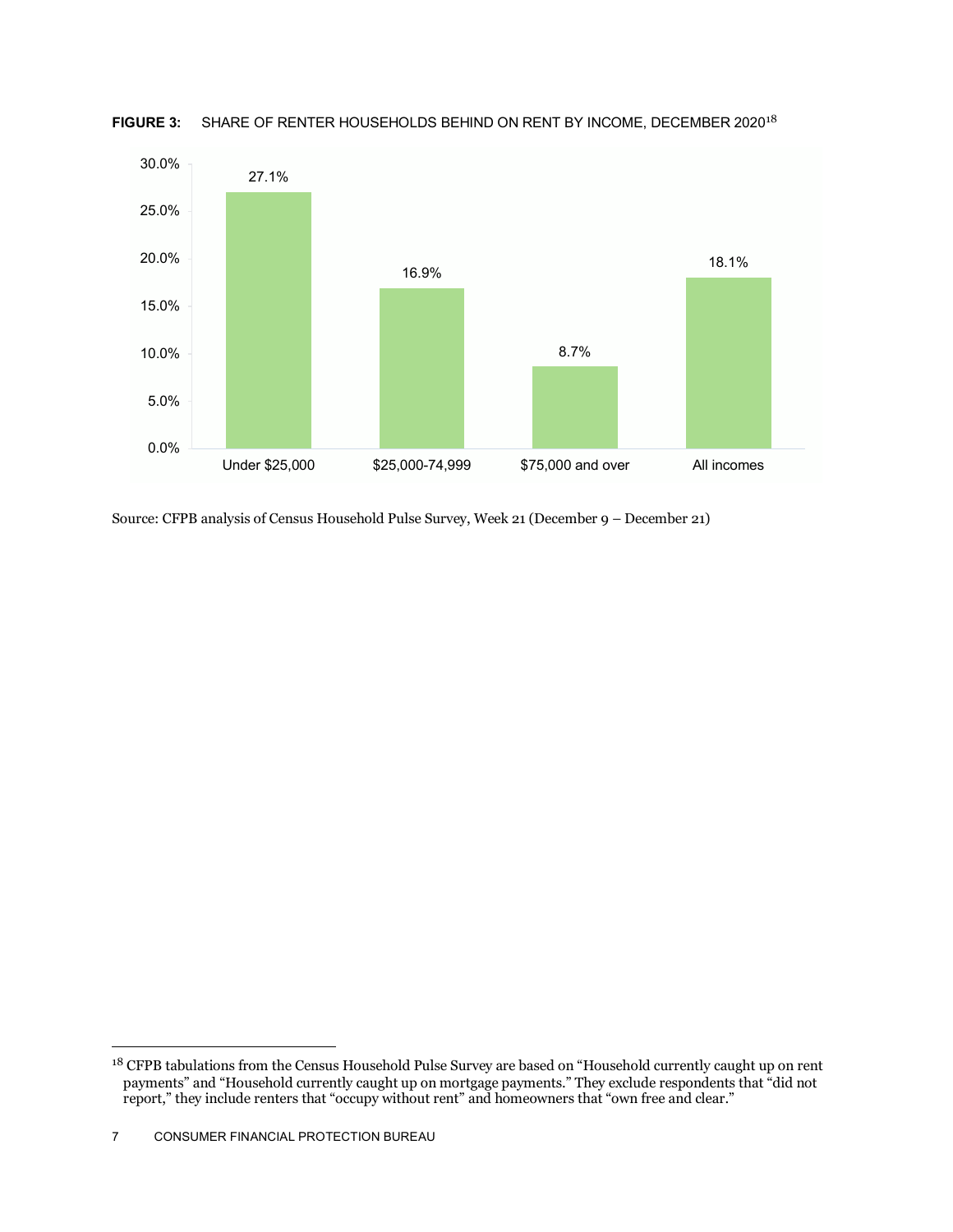**FIGURE 3:** SHARE OF RENTER HOUSEHOLDS BEHIND ON RENT BY INCOME, DECEMBER 2020[18]

| Income | Share behind on rent |
|---|---|
| Under $25,000 | 27.1% |
| $25,000-74,999 | 16.9% |
| $75,000 and over | 8.7% |
| All incomes | 18.1% |

Source: CFPB analysis of Census Household Pulse Survey, Week 21 (December 9 – December 21)

[18] CFPB tabulations from the Census Household Pulse Survey are based on "Household currently caught up on rent payments" and "Household currently caught up on mortgage payments." They exclude respondents that "did not report," they include renters that "occupy without rent" and homeowners that "own free and clear."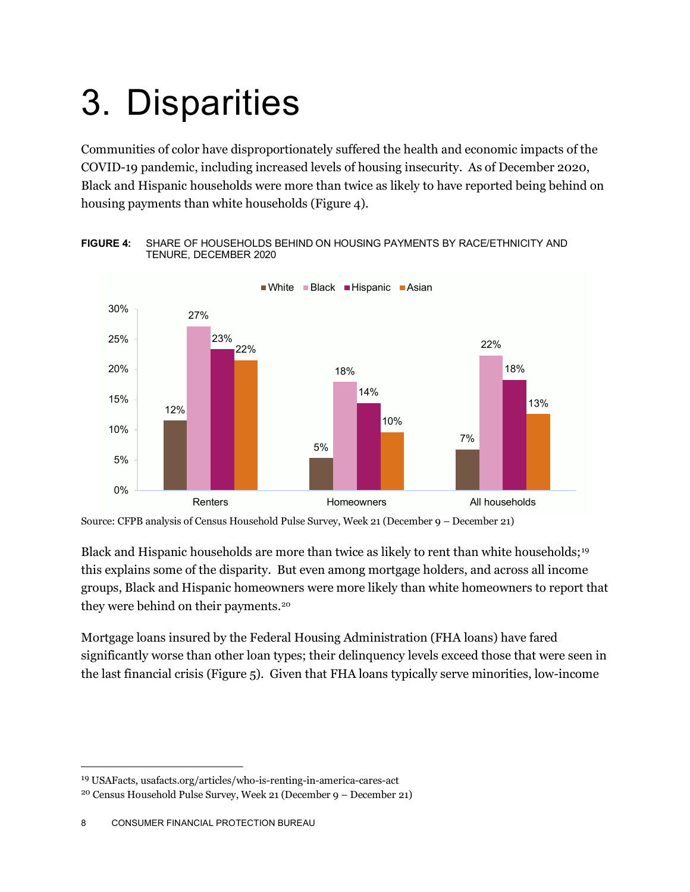# 3. Disparities

Communities of color have disproportionately suffered the health and economic impacts of the COVID-19 pandemic, including increased levels of housing insecurity. As of December 2020, Black and Hispanic households were more than twice as likely to have reported being behind on housing payments than white households (Figure 4).

**FIGURE 4:** SHARE OF HOUSEHOLDS BEHIND ON HOUSING PAYMENTS BY RACE/ETHNICITY AND TENURE, DECEMBER 2020

| | White | Black | Hispanic | Asian |
|---|---|---|---|---|
| Renters | 12% | 27% | 23% | 22% |
| Homeowners | 5% | 18% | 14% | 10% |
| All households | 7% | 22% | 18% | 13% |

Source: CFPB analysis of Census Household Pulse Survey, Week 21 (December 9 – December 21)

Black and Hispanic households are more than twice as likely to rent than white households;[19] this explains some of the disparity. But even among mortgage holders, and across all income groups, Black and Hispanic homeowners were more likely than white homeowners to report that they were behind on their payments.[20]

Mortgage loans insured by the Federal Housing Administration (FHA loans) have fared significantly worse than other loan types; their delinquency levels exceed those that were seen in the last financial crisis (Figure 5). Given that FHA loans typically serve minorities, low-income

[19] USAFacts, usafacts.org/articles/who-is-renting-in-america-cares-act

[20] Census Household Pulse Survey, Week 21 (December 9 – December 21)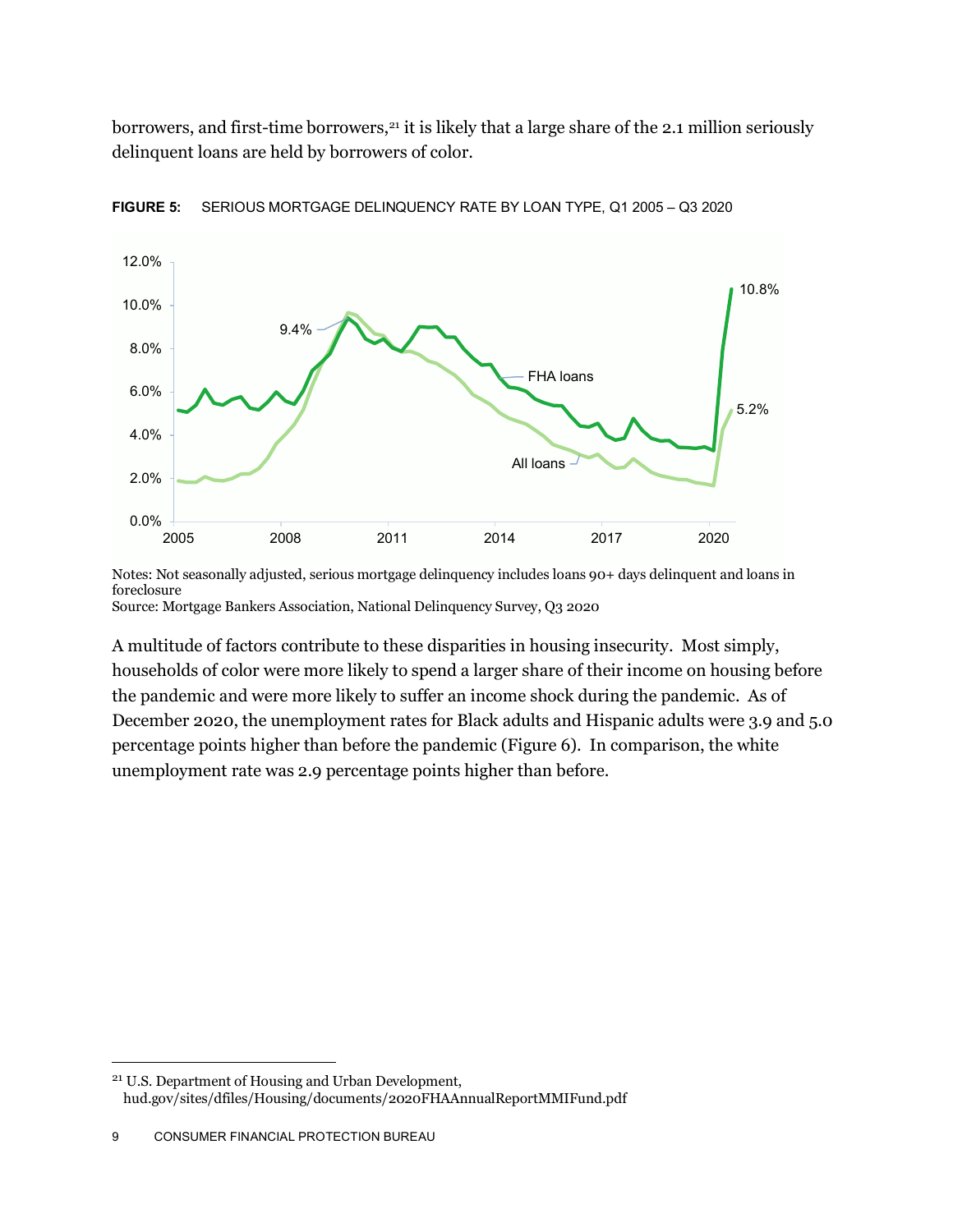borrowers, and first-time borrowers,[21] it is likely that a large share of the 2.1 million seriously delinquent loans are held by borrowers of color.

**FIGURE 5:** SERIOUS MORTGAGE DELINQUENCY RATE BY LOAN TYPE, Q1 2005 – Q3 2020

Notes: Not seasonally adjusted, serious mortgage delinquency includes loans 90+ days delinquent and loans in foreclosure

Source: Mortgage Bankers Association, National Delinquency Survey, Q3 2020

A multitude of factors contribute to these disparities in housing insecurity. Most simply, households of color were more likely to spend a larger share of their income on housing before the pandemic and were more likely to suffer an income shock during the pandemic. As of December 2020, the unemployment rates for Black adults and Hispanic adults were 3.9 and 5.0 percentage points higher than before the pandemic (Figure 6). In comparison, the white unemployment rate was 2.9 percentage points higher than before.

[21] U.S. Department of Housing and Urban Development, hud.gov/sites/dfiles/Housing/documents/2020FHAAnnualReportMMIFund.pdf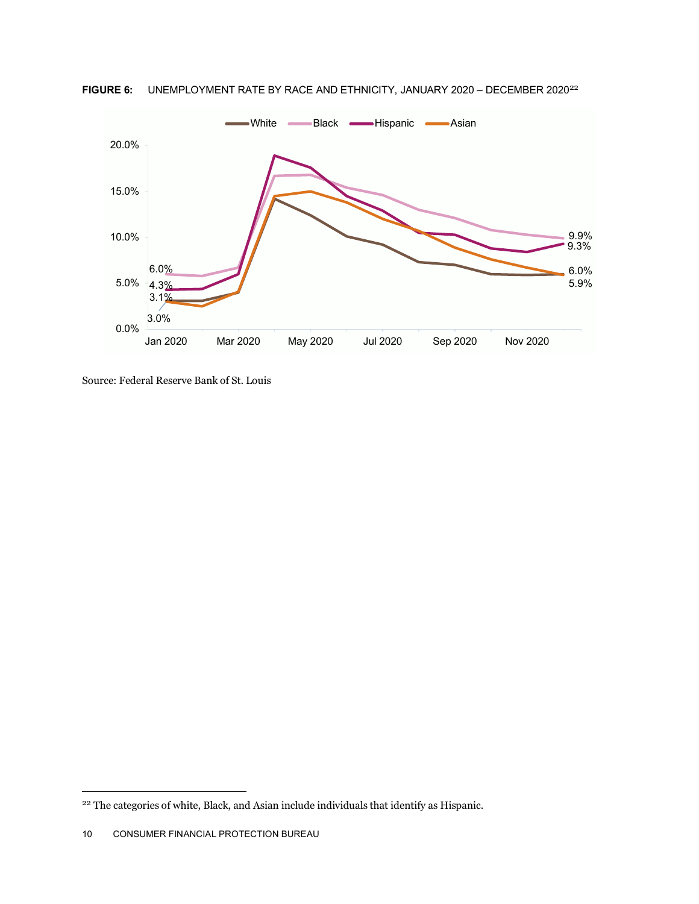**FIGURE 6:** UNEMPLOYMENT RATE BY RACE AND ETHNICITY, JANUARY 2020 – DECEMBER 2020[22]

Source: Federal Reserve Bank of St. Louis

[22] The categories of white, Black, and Asian include individuals that identify as Hispanic.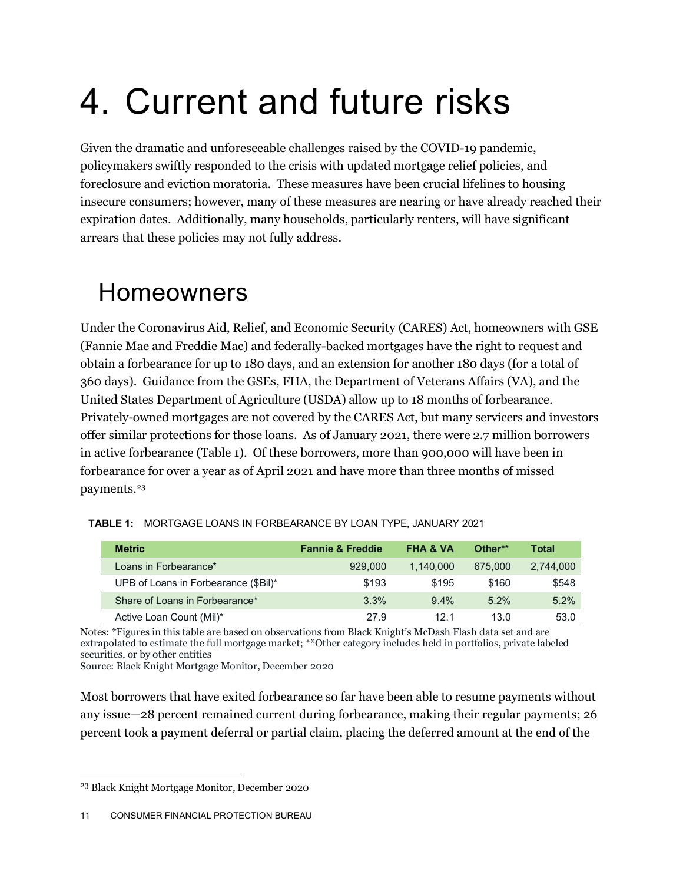# 4. Current and future risks

Given the dramatic and unforeseeable challenges raised by the COVID-19 pandemic, policymakers swiftly responded to the crisis with updated mortgage relief policies, and foreclosure and eviction moratoria. These measures have been crucial lifelines to housing insecure consumers; however, many of these measures are nearing or have already reached their expiration dates. Additionally, many households, particularly renters, will have significant arrears that these policies may not fully address.

## Homeowners

Under the Coronavirus Aid, Relief, and Economic Security (CARES) Act, homeowners with GSE (Fannie Mae and Freddie Mac) and federally-backed mortgages have the right to request and obtain a forbearance for up to 180 days, and an extension for another 180 days (for a total of 360 days). Guidance from the GSEs, FHA, the Department of Veterans Affairs (VA), and the United States Department of Agriculture (USDA) allow up to 18 months of forbearance. Privately-owned mortgages are not covered by the CARES Act, but many servicers and investors offer similar protections for those loans. As of January 2021, there were 2.7 million borrowers in active forbearance (Table 1). Of these borrowers, more than 900,000 will have been in forbearance for over a year as of April 2021 and have more than three months of missed payments.[23]

**TABLE 1:** MORTGAGE LOANS IN FORBEARANCE BY LOAN TYPE, JANUARY 2021

| Metric | Fannie & Freddie | FHA & VA | Other** | Total |
|---|---|---|---|---|
| Loans in Forbearance* | 929,000 | 1,140,000 | 675,000 | 2,744,000 |
| UPB of Loans in Forbearance ($Bil)* | $193 | $195 | $160 | $548 |
| Share of Loans in Forbearance* | 3.3% | 9.4% | 5.2% | 5.2% |
| Active Loan Count (Mil)* | 27.9 | 12.1 | 13.0 | 53.0 |

Notes: *Figures in this table are based on observations from Black Knight's McDash Flash data set and are extrapolated to estimate the full mortgage market; **Other category includes held in portfolios, private labeled securities, or by other entities
Source: Black Knight Mortgage Monitor, December 2020

Most borrowers that have exited forbearance so far have been able to resume payments without any issue—28 percent remained current during forbearance, making their regular payments; 26 percent took a payment deferral or partial claim, placing the deferred amount at the end of the

[23] Black Knight Mortgage Monitor, December 2020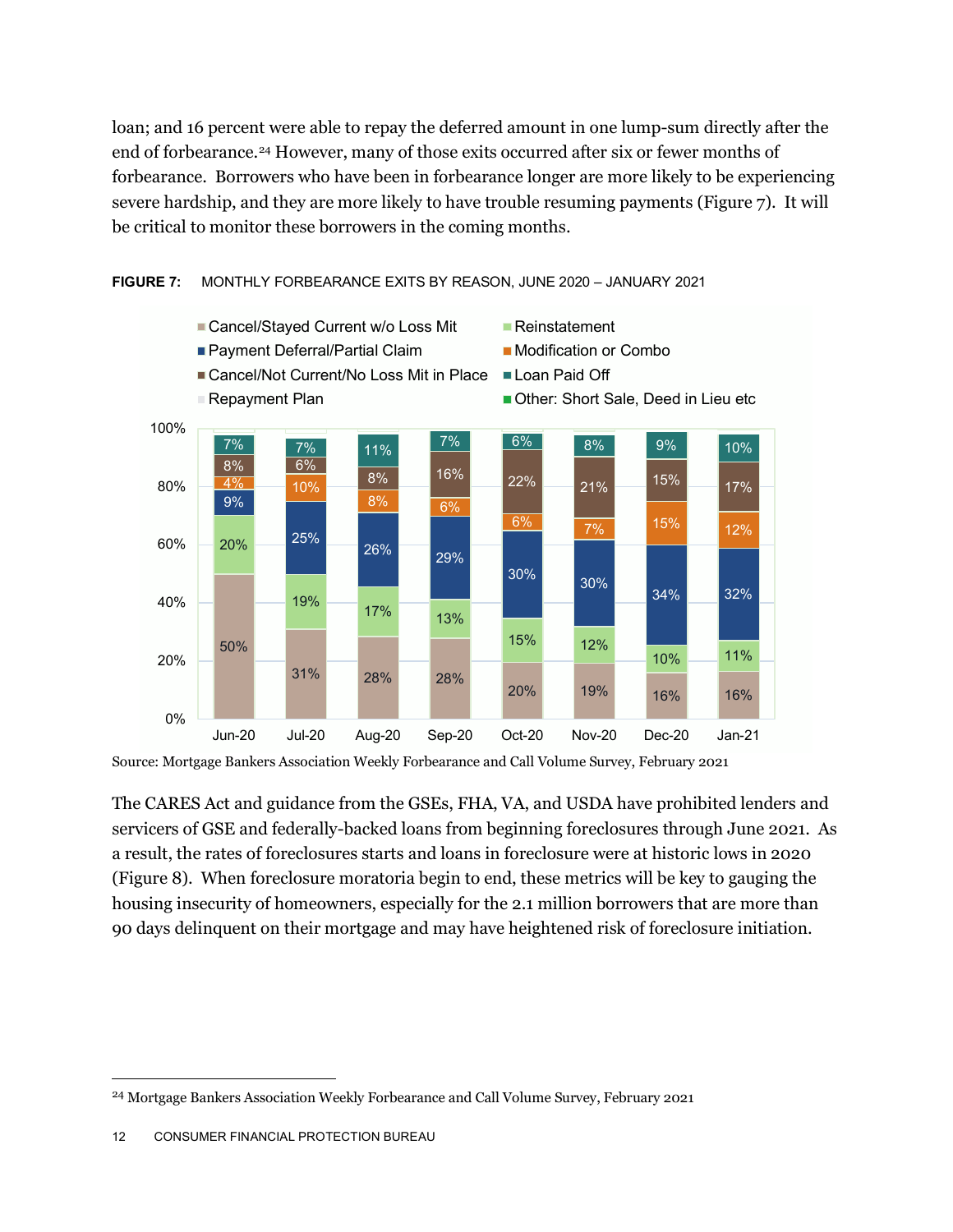loan; and 16 percent were able to repay the deferred amount in one lump-sum directly after the end of forbearance.[24] However, many of those exits occurred after six or fewer months of forbearance. Borrowers who have been in forbearance longer are more likely to be experiencing severe hardship, and they are more likely to have trouble resuming payments (Figure 7). It will be critical to monitor these borrowers in the coming months.

**FIGURE 7:** MONTHLY FORBEARANCE EXITS BY REASON, JUNE 2020 – JANUARY 2021

| | Jun-20 | Jul-20 | Aug-20 | Sep-20 | Oct-20 | Nov-20 | Dec-20 | Jan-21 |
|---|---|---|---|---|---|---|---|---|
| Cancel/Stayed Current w/o Loss Mit | 50% | 31% | 28% | 28% | 20% | 19% | 16% | 16% |
| Reinstatement | 20% | 19% | 17% | 13% | 15% | 12% | 10% | 11% |
| Payment Deferral/Partial Claim | 9% | 25% | 26% | 29% | 30% | 30% | 34% | 32% |
| Modification or Combo | 4% | 10% | 8% | 6% | 6% | 7% | 15% | 12% |
| Cancel/Not Current/No Loss Mit in Place | 8% | 6% | 8% | 16% | 22% | 21% | 15% | 17% |
| Loan Paid Off | 7% | 7% | 11% | 7% | 6% | 8% | 9% | 10% |

Source: Mortgage Bankers Association Weekly Forbearance and Call Volume Survey, February 2021

The CARES Act and guidance from the GSEs, FHA, VA, and USDA have prohibited lenders and servicers of GSE and federally-backed loans from beginning foreclosures through June 2021. As a result, the rates of foreclosures starts and loans in foreclosure were at historic lows in 2020 (Figure 8). When foreclosure moratoria begin to end, these metrics will be key to gauging the housing insecurity of homeowners, especially for the 2.1 million borrowers that are more than 90 days delinquent on their mortgage and may have heightened risk of foreclosure initiation.

[24] Mortgage Bankers Association Weekly Forbearance and Call Volume Survey, February 2021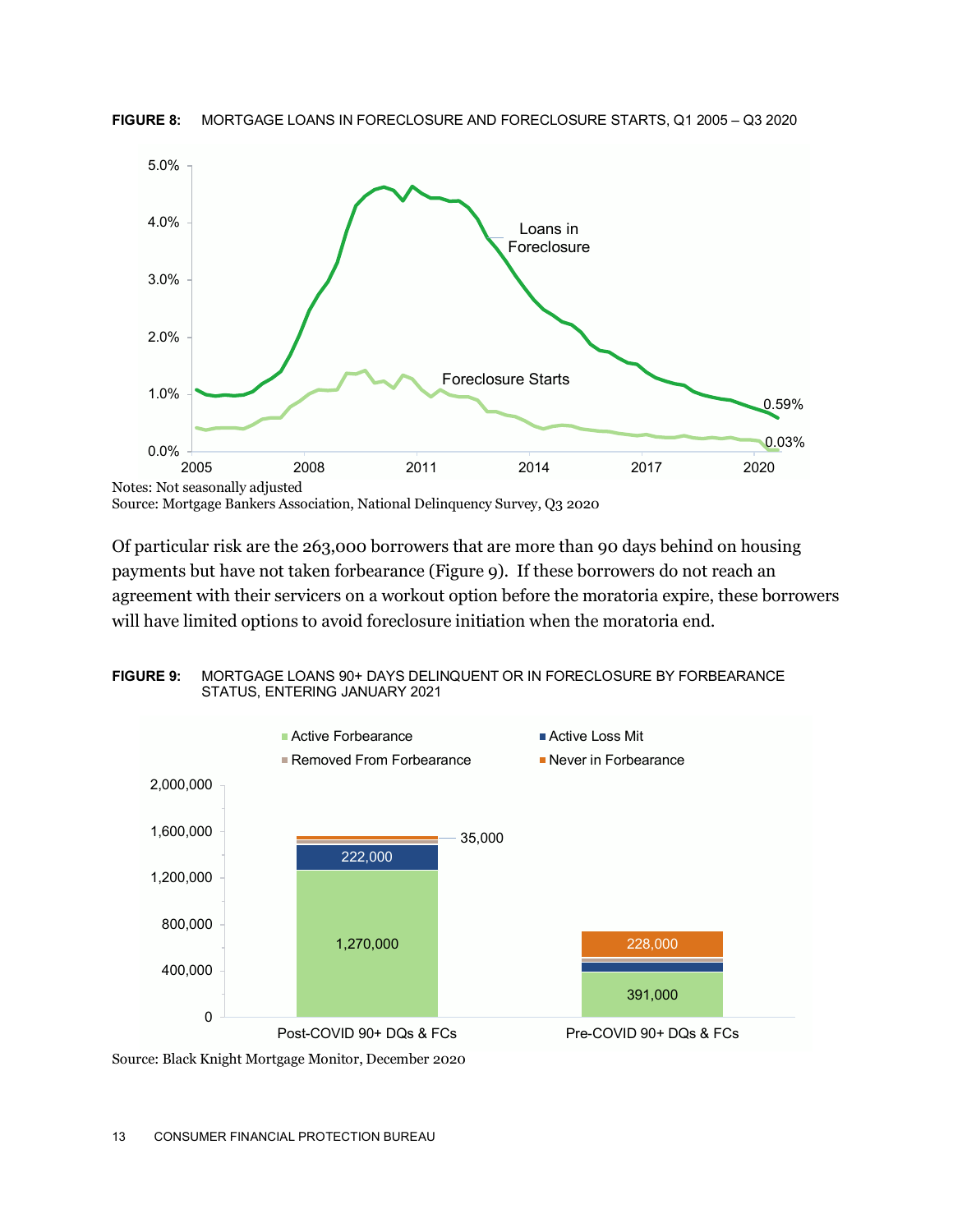**FIGURE 8:** MORTGAGE LOANS IN FORECLOSURE AND FORECLOSURE STARTS, Q1 2005 – Q3 2020

Notes: Not seasonally adjusted
Source: Mortgage Bankers Association, National Delinquency Survey, Q3 2020

Of particular risk are the 263,000 borrowers that are more than 90 days behind on housing payments but have not taken forbearance (Figure 9). If these borrowers do not reach an agreement with their servicers on a workout option before the moratoria expire, these borrowers will have limited options to avoid foreclosure initiation when the moratoria end.

**FIGURE 9:** MORTGAGE LOANS 90+ DAYS DELINQUENT OR IN FORECLOSURE BY FORBEARANCE STATUS, ENTERING JANUARY 2021

Source: Black Knight Mortgage Monitor, December 2020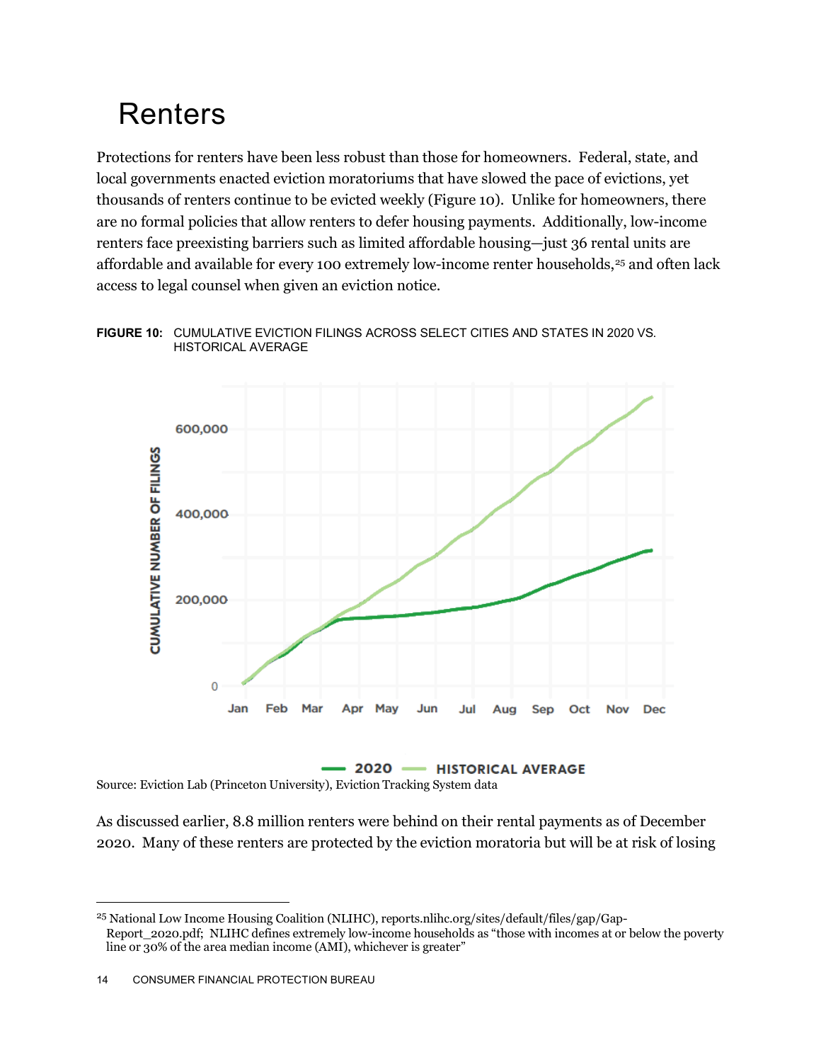# Renters

Protections for renters have been less robust than those for homeowners. Federal, state, and local governments enacted eviction moratoriums that have slowed the pace of evictions, yet thousands of renters continue to be evicted weekly (Figure 10). Unlike for homeowners, there are no formal policies that allow renters to defer housing payments. Additionally, low-income renters face preexisting barriers such as limited affordable housing—just 36 rental units are affordable and available for every 100 extremely low-income renter households,[25] and often lack access to legal counsel when given an eviction notice.

**FIGURE 10:** CUMULATIVE EVICTION FILINGS ACROSS SELECT CITIES AND STATES IN 2020 VS. HISTORICAL AVERAGE

Source: Eviction Lab (Princeton University), Eviction Tracking System data

As discussed earlier, 8.8 million renters were behind on their rental payments as of December 2020. Many of these renters are protected by the eviction moratoria but will be at risk of losing

[25] National Low Income Housing Coalition (NLIHC), reports.nlihc.org/sites/default/files/gap/Gap-Report_2020.pdf; NLIHC defines extremely low-income households as "those with incomes at or below the poverty line or 30% of the area median income (AMI), whichever is greater"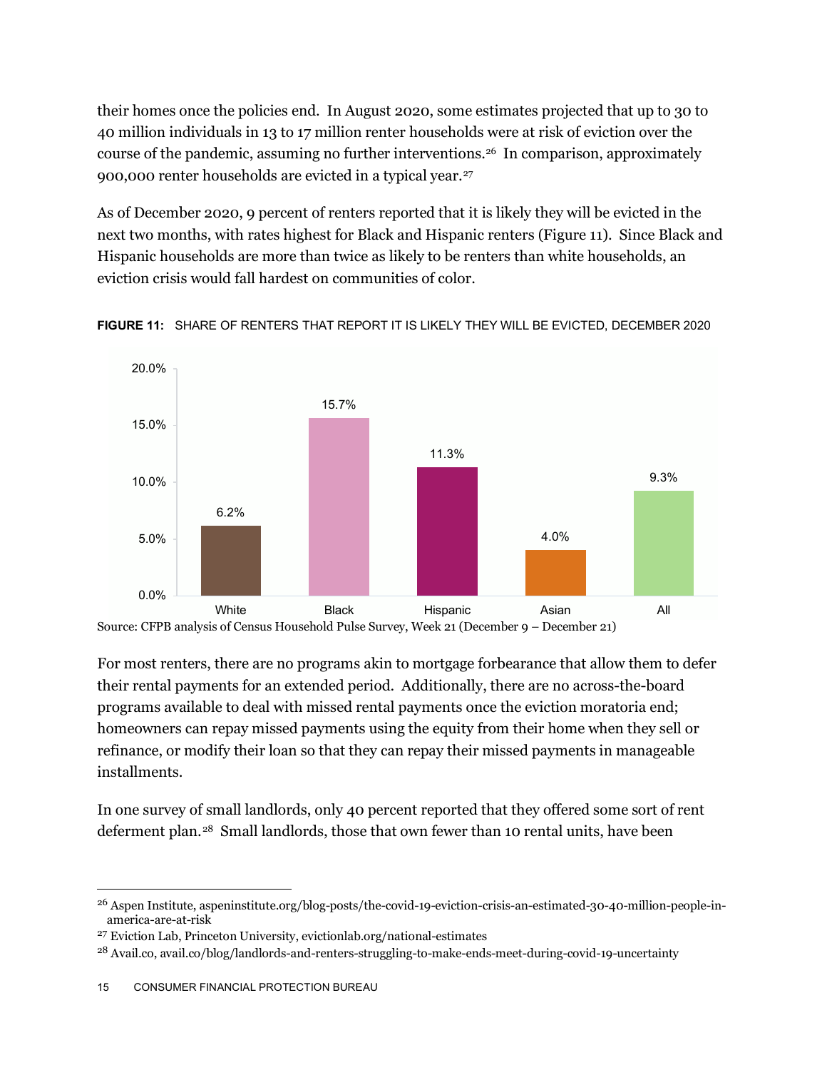their homes once the policies end. In August 2020, some estimates projected that up to 30 to 40 million individuals in 13 to 17 million renter households were at risk of eviction over the course of the pandemic, assuming no further interventions.[26] In comparison, approximately 900,000 renter households are evicted in a typical year.[27]

As of December 2020, 9 percent of renters reported that it is likely they will be evicted in the next two months, with rates highest for Black and Hispanic renters (Figure 11). Since Black and Hispanic households are more than twice as likely to be renters than white households, an eviction crisis would fall hardest on communities of color.

**FIGURE 11:** SHARE OF RENTERS THAT REPORT IT IS LIKELY THEY WILL BE EVICTED, DECEMBER 2020

| White | Black | Hispanic | Asian | All |
| --- | --- | --- | --- | --- |
| 6.2% | 15.7% | 11.3% | 4.0% | 9.3% |

Source: CFPB analysis of Census Household Pulse Survey, Week 21 (December 9 – December 21)

For most renters, there are no programs akin to mortgage forbearance that allow them to defer their rental payments for an extended period. Additionally, there are no across-the-board programs available to deal with missed rental payments once the eviction moratoria end; homeowners can repay missed payments using the equity from their home when they sell or refinance, or modify their loan so that they can repay their missed payments in manageable installments.

In one survey of small landlords, only 40 percent reported that they offered some sort of rent deferment plan.[28] Small landlords, those that own fewer than 10 rental units, have been

---

[26] Aspen Institute, aspeninstitute.org/blog-posts/the-covid-19-eviction-crisis-an-estimated-30-40-million-people-in-america-are-at-risk

[27] Eviction Lab, Princeton University, evictionlab.org/national-estimates

[28] Avail.co, avail.co/blog/landlords-and-renters-struggling-to-make-ends-meet-during-covid-19-uncertainty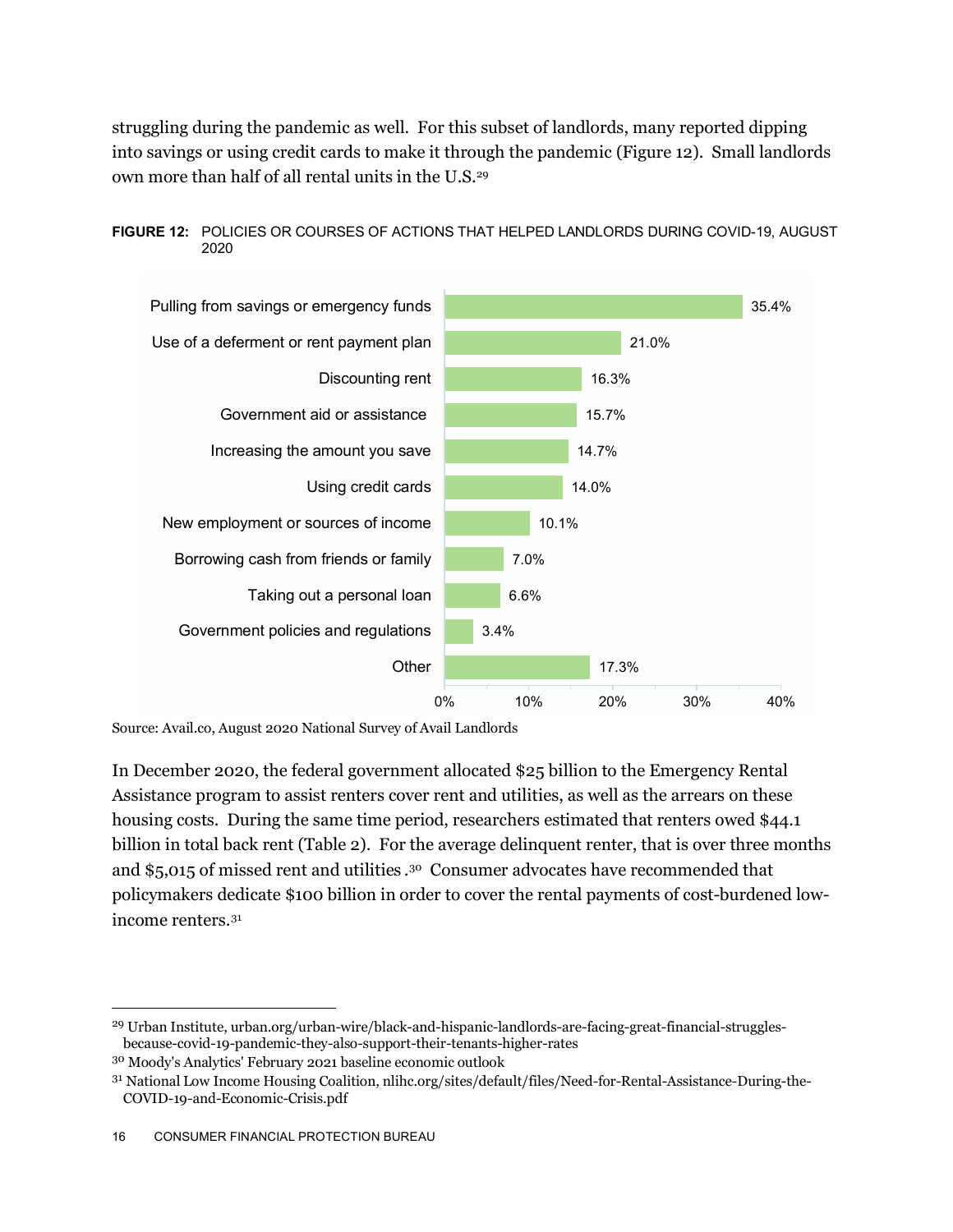struggling during the pandemic as well. For this subset of landlords, many reported dipping into savings or using credit cards to make it through the pandemic (Figure 12). Small landlords own more than half of all rental units in the U.S.[29]

**FIGURE 12:** POLICIES OR COURSES OF ACTIONS THAT HELPED LANDLORDS DURING COVID-19, AUGUST 2020

| Policy or course of action | Percent |
|---|---|
| Pulling from savings or emergency funds | 35.4% |
| Use of a deferment or rent payment plan | 21.0% |
| Discounting rent | 16.3% |
| Government aid or assistance | 15.7% |
| Increasing the amount you save | 14.7% |
| Using credit cards | 14.0% |
| New employment or sources of income | 10.1% |
| Borrowing cash from friends or family | 7.0% |
| Taking out a personal loan | 6.6% |
| Government policies and regulations | 3.4% |
| Other | 17.3% |

Source: Avail.co, August 2020 National Survey of Avail Landlords

In December 2020, the federal government allocated $25 billion to the Emergency Rental Assistance program to assist renters cover rent and utilities, as well as the arrears on these housing costs. During the same time period, researchers estimated that renters owed $44.1 billion in total back rent (Table 2). For the average delinquent renter, that is over three months and $5,015 of missed rent and utilities .[30] Consumer advocates have recommended that policymakers dedicate $100 billion in order to cover the rental payments of cost-burdened low-income renters.[31]

---

[29] Urban Institute, urban.org/urban-wire/black-and-hispanic-landlords-are-facing-great-financial-struggles-because-covid-19-pandemic-they-also-support-their-tenants-higher-rates

[30] Moody's Analytics' February 2021 baseline economic outlook

[31] National Low Income Housing Coalition, nlihc.org/sites/default/files/Need-for-Rental-Assistance-During-the-COVID-19-and-Economic-Crisis.pdf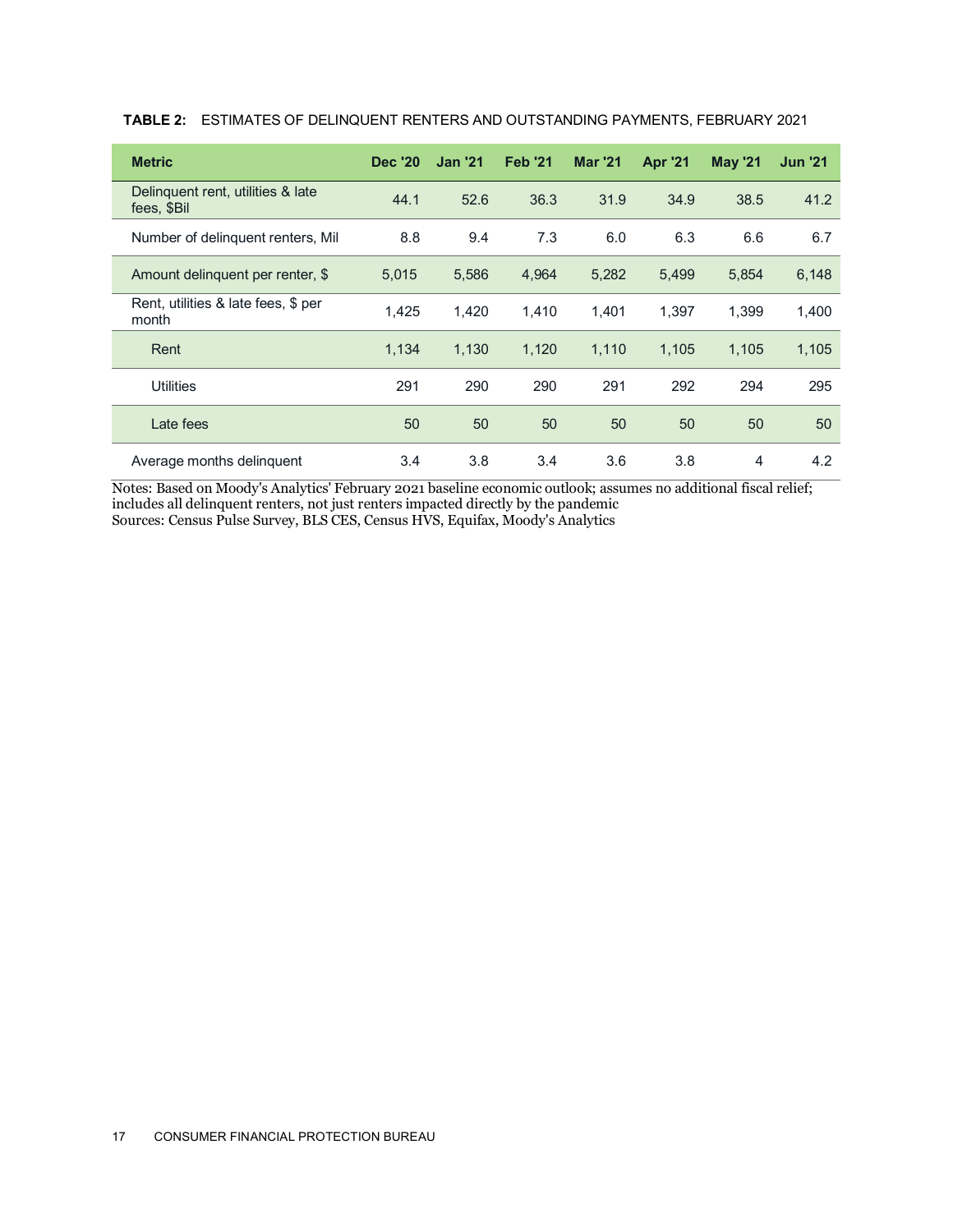**TABLE 2:** ESTIMATES OF DELINQUENT RENTERS AND OUTSTANDING PAYMENTS, FEBRUARY 2021

| Metric | Dec '20 | Jan '21 | Feb '21 | Mar '21 | Apr '21 | May '21 | Jun '21 |
|---|---|---|---|---|---|---|---|
| Delinquent rent, utilities & late fees, $Bil | 44.1 | 52.6 | 36.3 | 31.9 | 34.9 | 38.5 | 41.2 |
| Number of delinquent renters, Mil | 8.8 | 9.4 | 7.3 | 6.0 | 6.3 | 6.6 | 6.7 |
| Amount delinquent per renter, $ | 5,015 | 5,586 | 4,964 | 5,282 | 5,499 | 5,854 | 6,148 |
| Rent, utilities & late fees, $ per month | 1,425 | 1,420 | 1,410 | 1,401 | 1,397 | 1,399 | 1,400 |
| Rent | 1,134 | 1,130 | 1,120 | 1,110 | 1,105 | 1,105 | 1,105 |
| Utilities | 291 | 290 | 290 | 291 | 292 | 294 | 295 |
| Late fees | 50 | 50 | 50 | 50 | 50 | 50 | 50 |
| Average months delinquent | 3.4 | 3.8 | 3.4 | 3.6 | 3.8 | 4 | 4.2 |

Notes: Based on Moody's Analytics' February 2021 baseline economic outlook; assumes no additional fiscal relief; includes all delinquent renters, not just renters impacted directly by the pandemic
Sources: Census Pulse Survey, BLS CES, Census HVS, Equifax, Moody's Analytics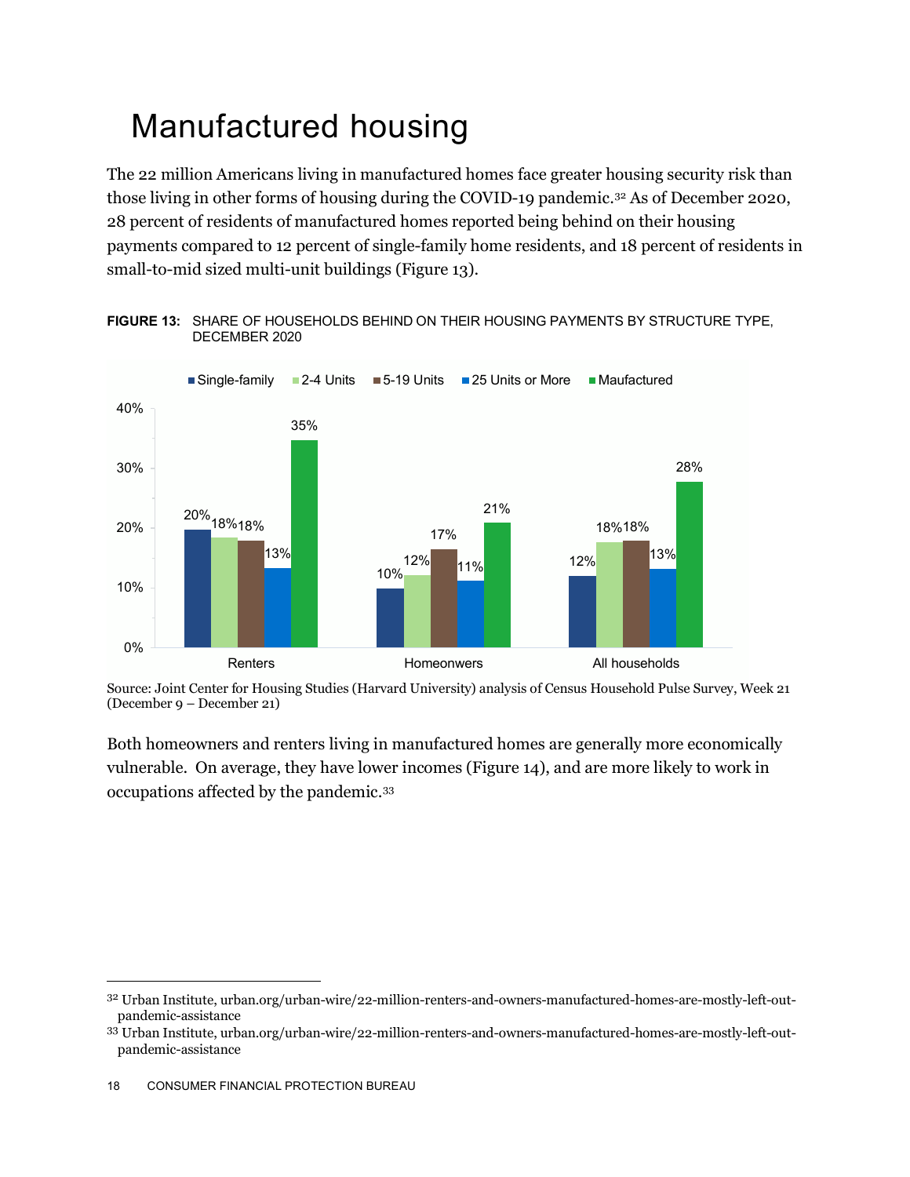# Manufactured housing

The 22 million Americans living in manufactured homes face greater housing security risk than those living in other forms of housing during the COVID-19 pandemic.[32] As of December 2020, 28 percent of residents of manufactured homes reported being behind on their housing payments compared to 12 percent of single-family home residents, and 18 percent of residents in small-to-mid sized multi-unit buildings (Figure 13).

**FIGURE 13:** SHARE OF HOUSEHOLDS BEHIND ON THEIR HOUSING PAYMENTS BY STRUCTURE TYPE, DECEMBER 2020

| | Single-family | 2-4 Units | 5-19 Units | 25 Units or More | Maufactured |
|---|---|---|---|---|---|
| Renters | 20% | 18% | 18% | 13% | 35% |
| Homeonwers | 10% | 12% | 17% | 11% | 21% |
| All households | 12% | 18% | 18% | 13% | 28% |

Source: Joint Center for Housing Studies (Harvard University) analysis of Census Household Pulse Survey, Week 21 (December 9 – December 21)

Both homeowners and renters living in manufactured homes are generally more economically vulnerable. On average, they have lower incomes (Figure 14), and are more likely to work in occupations affected by the pandemic.[33]

---

[32] Urban Institute, urban.org/urban-wire/22-million-renters-and-owners-manufactured-homes-are-mostly-left-out-pandemic-assistance

[33] Urban Institute, urban.org/urban-wire/22-million-renters-and-owners-manufactured-homes-are-mostly-left-out-pandemic-assistance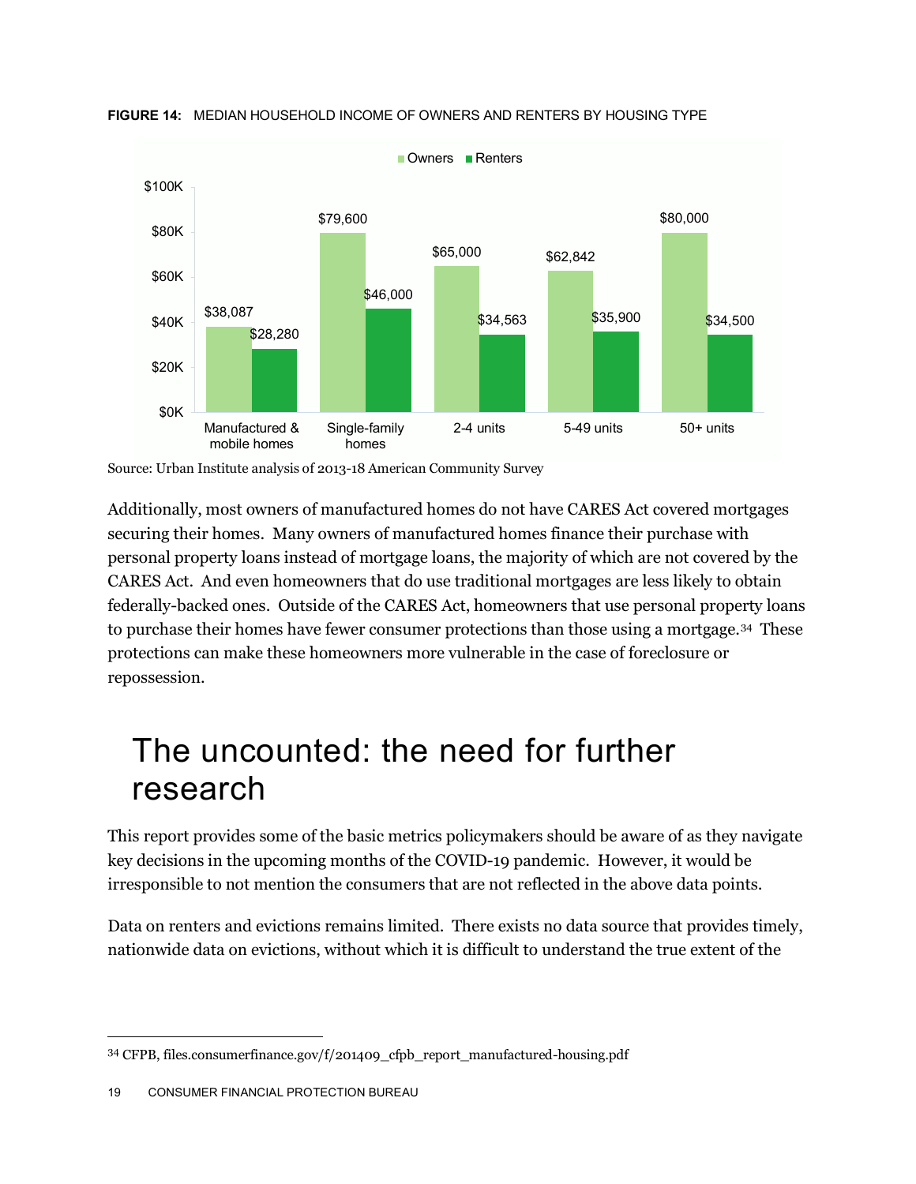**FIGURE 14:** MEDIAN HOUSEHOLD INCOME OF OWNERS AND RENTERS BY HOUSING TYPE

| Housing type | Owners | Renters |
|---|---|---|
| Manufactured & mobile homes | $38,087 | $28,280 |
| Single-family homes | $79,600 | $46,000 |
| 2-4 units | $65,000 | $34,563 |
| 5-49 units | $62,842 | $35,900 |
| 50+ units | $80,000 | $34,500 |

Source: Urban Institute analysis of 2013-18 American Community Survey

Additionally, most owners of manufactured homes do not have CARES Act covered mortgages securing their homes. Many owners of manufactured homes finance their purchase with personal property loans instead of mortgage loans, the majority of which are not covered by the CARES Act. And even homeowners that do use traditional mortgages are less likely to obtain federally-backed ones. Outside of the CARES Act, homeowners that use personal property loans to purchase their homes have fewer consumer protections than those using a mortgage.[34] These protections can make these homeowners more vulnerable in the case of foreclosure or repossession.

# The uncounted: the need for further research

This report provides some of the basic metrics policymakers should be aware of as they navigate key decisions in the upcoming months of the COVID-19 pandemic. However, it would be irresponsible to not mention the consumers that are not reflected in the above data points.

Data on renters and evictions remains limited. There exists no data source that provides timely, nationwide data on evictions, without which it is difficult to understand the true extent of the

[34] CFPB, files.consumerfinance.gov/f/201409_cfpb_report_manufactured-housing.pdf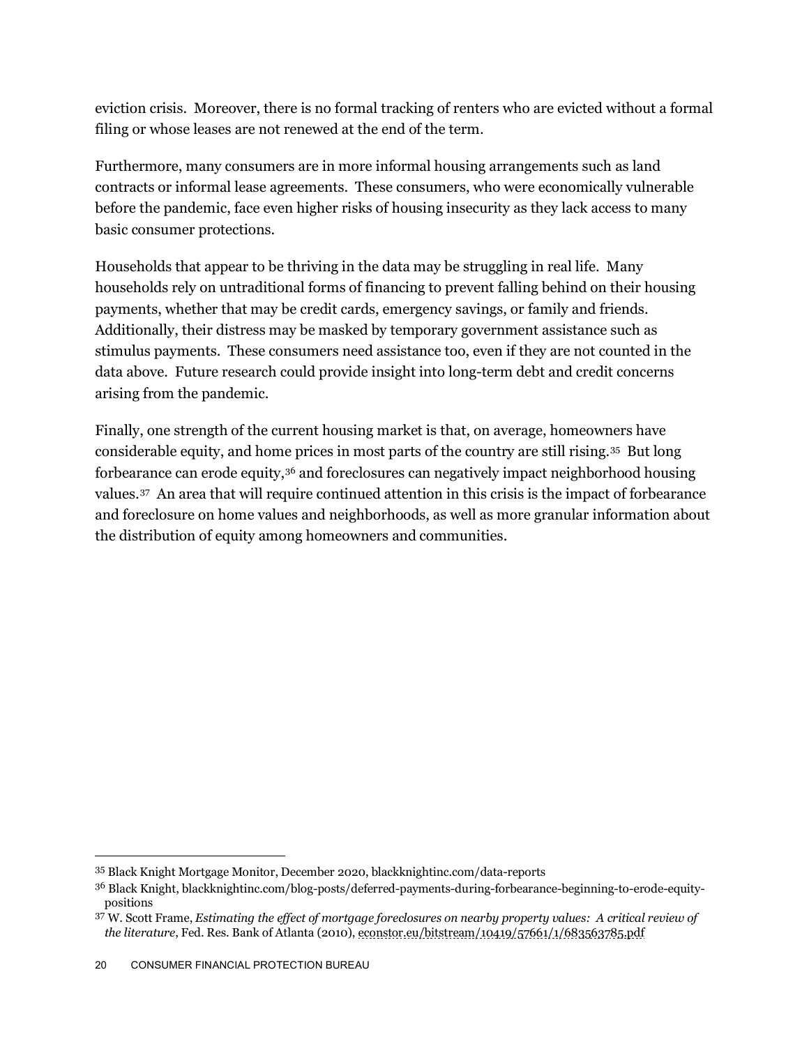eviction crisis. Moreover, there is no formal tracking of renters who are evicted without a formal filing or whose leases are not renewed at the end of the term.

Furthermore, many consumers are in more informal housing arrangements such as land contracts or informal lease agreements. These consumers, who were economically vulnerable before the pandemic, face even higher risks of housing insecurity as they lack access to many basic consumer protections.

Households that appear to be thriving in the data may be struggling in real life. Many households rely on untraditional forms of financing to prevent falling behind on their housing payments, whether that may be credit cards, emergency savings, or family and friends. Additionally, their distress may be masked by temporary government assistance such as stimulus payments. These consumers need assistance too, even if they are not counted in the data above. Future research could provide insight into long-term debt and credit concerns arising from the pandemic.

Finally, one strength of the current housing market is that, on average, homeowners have considerable equity, and home prices in most parts of the country are still rising.[35] But long forbearance can erode equity,[36] and foreclosures can negatively impact neighborhood housing values.[37] An area that will require continued attention in this crisis is the impact of forbearance and foreclosure on home values and neighborhoods, as well as more granular information about the distribution of equity among homeowners and communities.

---

[35] Black Knight Mortgage Monitor, December 2020, blackknightinc.com/data-reports

[36] Black Knight, blackknightinc.com/blog-posts/deferred-payments-during-forbearance-beginning-to-erode-equity-positions

[37] W. Scott Frame, *Estimating the effect of mortgage foreclosures on nearby property values: A critical review of the literature*, Fed. Res. Bank of Atlanta (2010), econstor.eu/bitstream/10419/57661/1/683563785.pdf